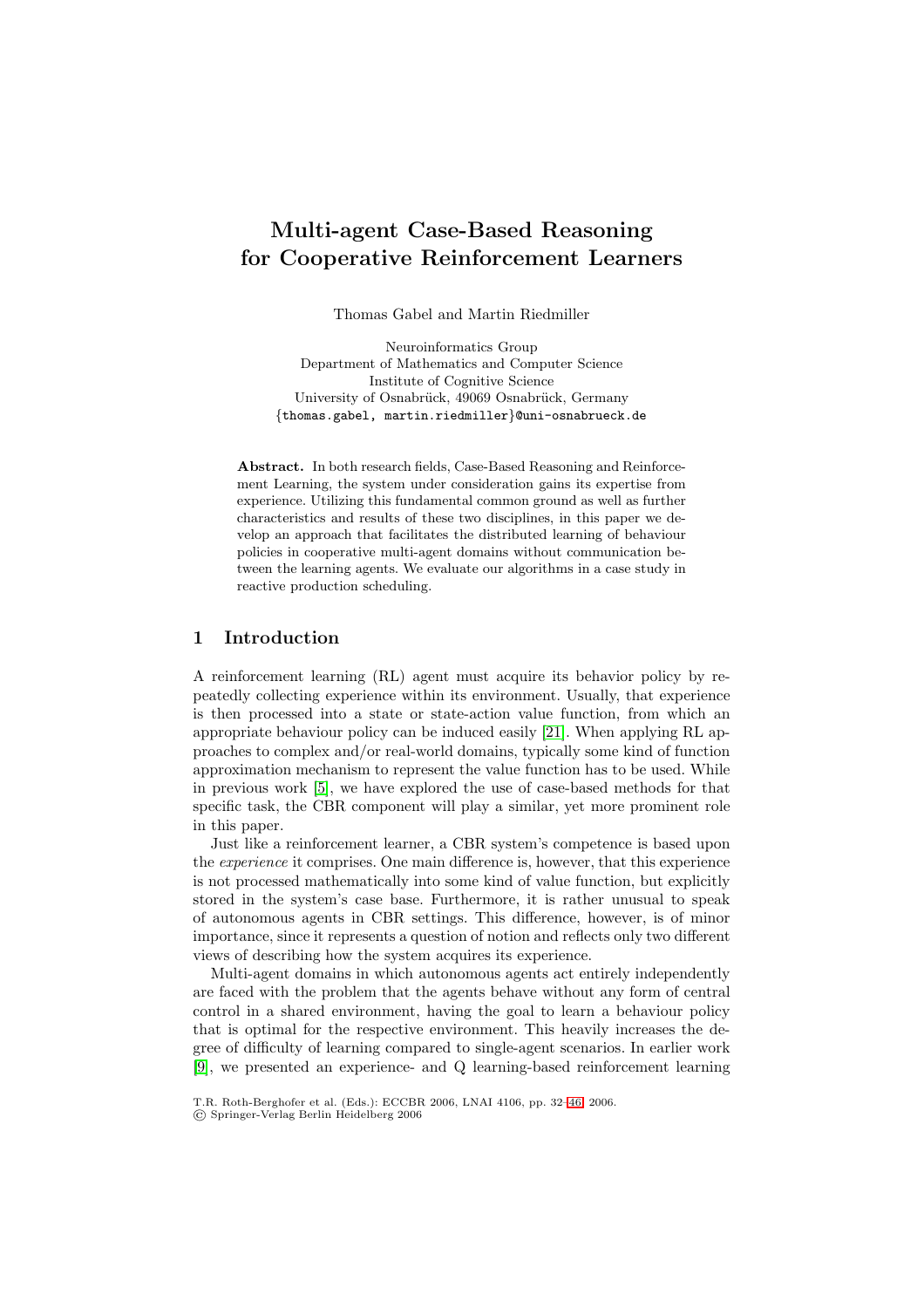# Multi-agent Case-Based Reasoning for Cooperative Reinforcement Learners

Thomas Gabel and Martin Riedmiller

Neuroinformatics Group
Department of Mathematics and Computer Science
Institute of Cognitive Science
University of Osnabrück, 49069 Osnabrück, Germany
{thomas.gabel, martin.riedmiller}@uni-osnabrueck.de

**Abstract.** In both research fields, Case-Based Reasoning and Reinforcement Learning, the system under consideration gains its expertise from experience. Utilizing this fundamental common ground as well as further characteristics and results of these two disciplines, in this paper we develop an approach that facilitates the distributed learning of behaviour policies in cooperative multi-agent domains without communication between the learning agents. We evaluate our algorithms in a case study in reactive production scheduling.

## 1 Introduction

A reinforcement learning (RL) agent must acquire its behavior policy by repeatedly collecting experience within its environment. Usually, that experience is then processed into a state or state-action value function, from which an appropriate behaviour policy can be induced easily [21]. When applying RL approaches to complex and/or real-world domains, typically some kind of function approximation mechanism to represent the value function has to be used. While in previous work [5], we have explored the use of case-based methods for that specific task, the CBR component will play a similar, yet more prominent role in this paper.

Just like a reinforcement learner, a CBR system's competence is based upon the *experience* it comprises. One main difference is, however, that this experience is not processed mathematically into some kind of value function, but explicitly stored in the system's case base. Furthermore, it is rather unusual to speak of autonomous agents in CBR settings. This difference, however, is of minor importance, since it represents a question of notion and reflects only two different views of describing how the system acquires its experience.

Multi-agent domains in which autonomous agents act entirely independently are faced with the problem that the agents behave without any form of central control in a shared environment, having the goal to learn a behaviour policy that is optimal for the respective environment. This heavily increases the degree of difficulty of learning compared to single-agent scenarios. In earlier work [9], we presented an experience- and Q learning-based reinforcement learning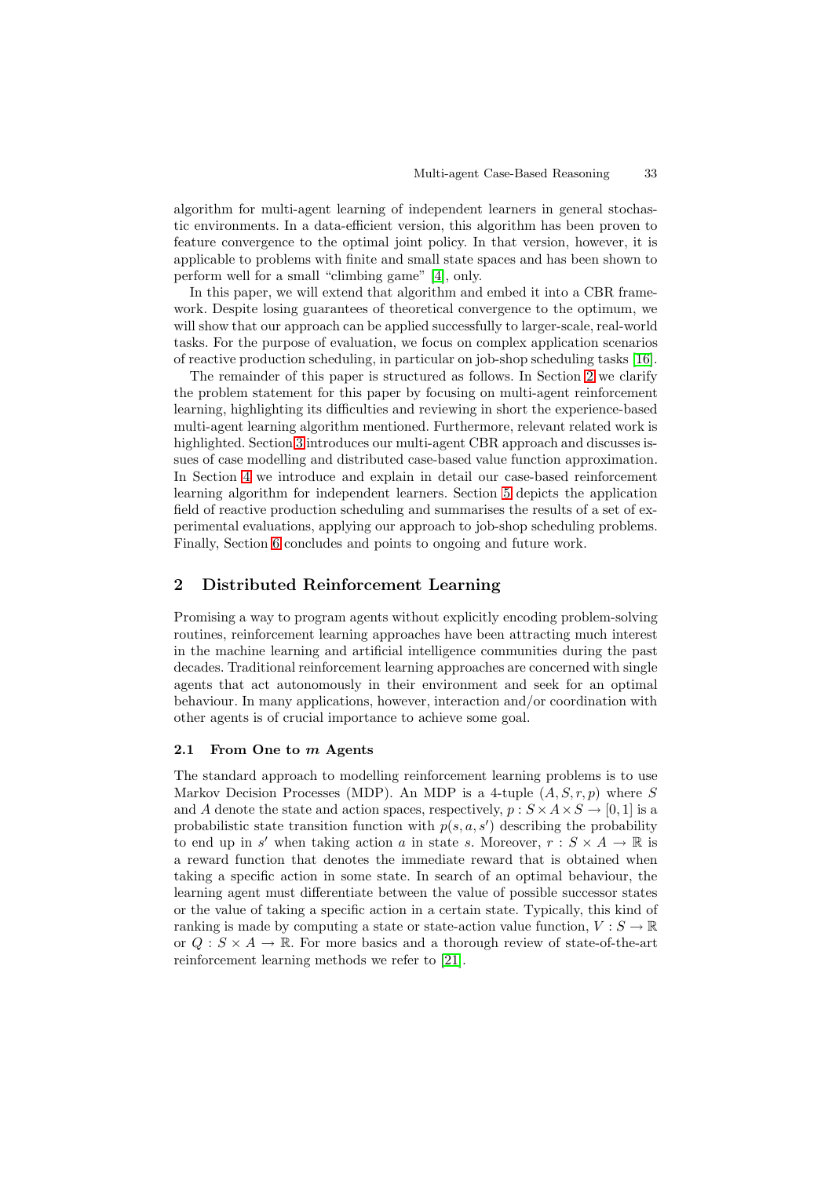algorithm for multi-agent learning of independent learners in general stochastic environments. In a data-efficient version, this algorithm has been proven to feature convergence to the optimal joint policy. In that version, however, it is applicable to problems with finite and small state spaces and has been shown to perform well for a small "climbing game" [4], only.

In this paper, we will extend that algorithm and embed it into a CBR framework. Despite losing guarantees of theoretical convergence to the optimum, we will show that our approach can be applied successfully to larger-scale, real-world tasks. For the purpose of evaluation, we focus on complex application scenarios of reactive production scheduling, in particular on job-shop scheduling tasks [16].

The remainder of this paper is structured as follows. In Section 2 we clarify the problem statement for this paper by focusing on multi-agent reinforcement learning, highlighting its difficulties and reviewing in short the experience-based multi-agent learning algorithm mentioned. Furthermore, relevant related work is highlighted. Section 3 introduces our multi-agent CBR approach and discusses issues of case modelling and distributed case-based value function approximation. In Section 4 we introduce and explain in detail our case-based reinforcement learning algorithm for independent learners. Section 5 depicts the application field of reactive production scheduling and summarises the results of a set of experimental evaluations, applying our approach to job-shop scheduling problems. Finally, Section 6 concludes and points to ongoing and future work.

## 2 Distributed Reinforcement Learning

Promising a way to program agents without explicitly encoding problem-solving routines, reinforcement learning approaches have been attracting much interest in the machine learning and artificial intelligence communities during the past decades. Traditional reinforcement learning approaches are concerned with single agents that act autonomously in their environment and seek for an optimal behaviour. In many applications, however, interaction and/or coordination with other agents is of crucial importance to achieve some goal.

### 2.1 From One to $m$ Agents

The standard approach to modelling reinforcement learning problems is to use Markov Decision Processes (MDP). An MDP is a 4-tuple $(A, S, r, p)$ where $S$ and $A$ denote the state and action spaces, respectively, $p : S \times A \times S \to [0, 1]$ is a probabilistic state transition function with $p(s, a, s')$ describing the probability to end up in $s'$ when taking action $a$ in state $s$. Moreover, $r : S \times A \to \mathbb{R}$ is a reward function that denotes the immediate reward that is obtained when taking a specific action in some state. In search of an optimal behaviour, the learning agent must differentiate between the value of possible successor states or the value of taking a specific action in a certain state. Typically, this kind of ranking is made by computing a state or state-action value function, $V : S \to \mathbb{R}$ or $Q : S \times A \to \mathbb{R}$. For more basics and a thorough review of state-of-the-art reinforcement learning methods we refer to [21].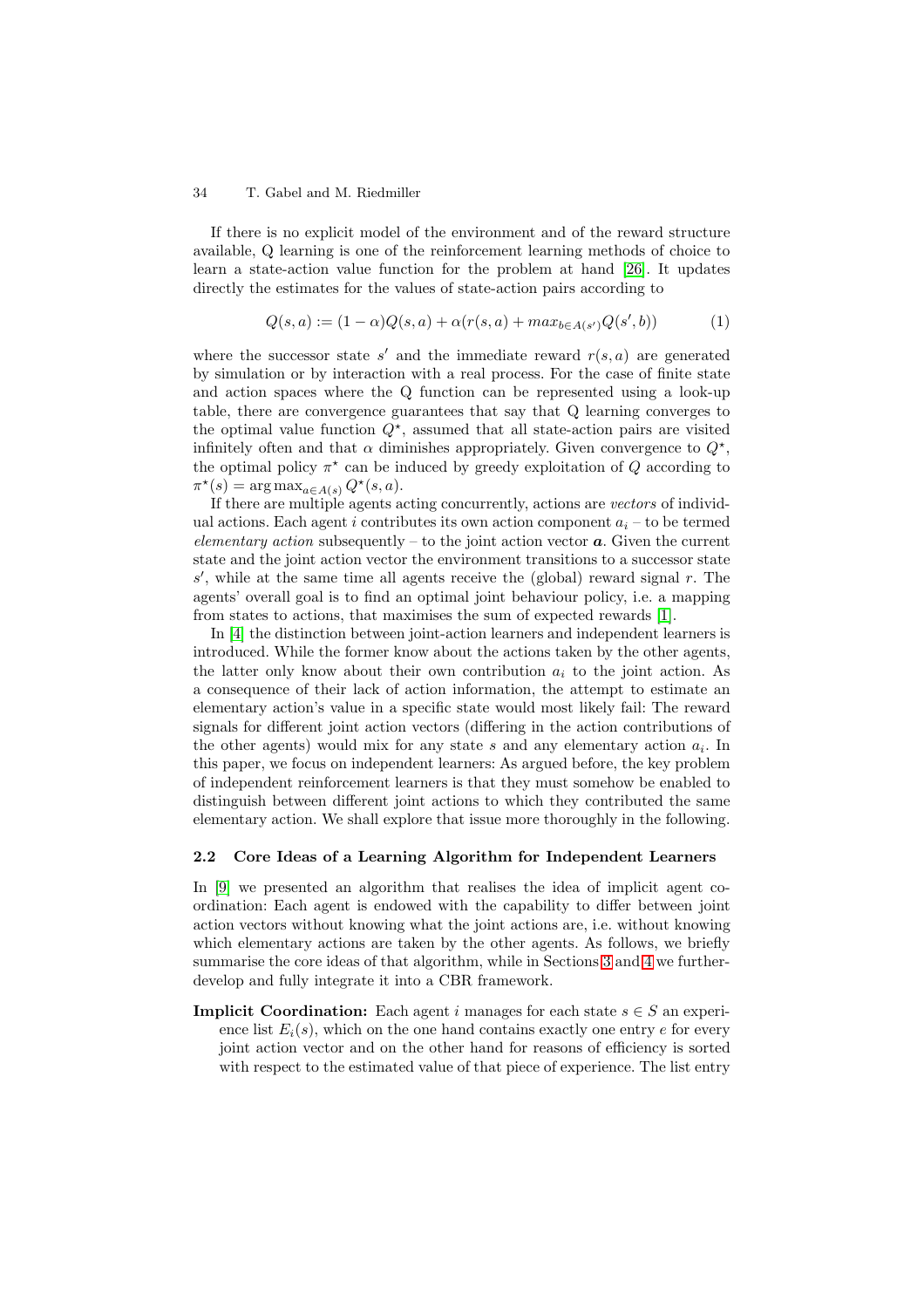If there is no explicit model of the environment and of the reward structure available, Q learning is one of the reinforcement learning methods of choice to learn a state-action value function for the problem at hand [26]. It updates directly the estimates for the values of state-action pairs according to

$$Q(s,a) := (1-\alpha)Q(s,a) + \alpha(r(s,a) + max_{b \in A(s')} Q(s',b)) \qquad (1)$$

where the successor state $s'$ and the immediate reward $r(s,a)$ are generated by simulation or by interaction with a real process. For the case of finite state and action spaces where the Q function can be represented using a look-up table, there are convergence guarantees that say that Q learning converges to the optimal value function $Q^\star$, assumed that all state-action pairs are visited infinitely often and that $\alpha$ diminishes appropriately. Given convergence to $Q^\star$, the optimal policy $\pi^\star$ can be induced by greedy exploitation of $Q$ according to $\pi^\star(s) = \arg\max_{a \in A(s)} Q^\star(s,a)$.

If there are multiple agents acting concurrently, actions are *vectors* of individual actions. Each agent $i$ contributes its own action component $a_i$ – to be termed *elementary action* subsequently – to the joint action vector $\boldsymbol{a}$. Given the current state and the joint action vector the environment transitions to a successor state $s'$, while at the same time all agents receive the (global) reward signal $r$. The agents' overall goal is to find an optimal joint behaviour policy, i.e. a mapping from states to actions, that maximises the sum of expected rewards [1].

In [4] the distinction between joint-action learners and independent learners is introduced. While the former know about the actions taken by the other agents, the latter only know about their own contribution $a_i$ to the joint action. As a consequence of their lack of action information, the attempt to estimate an elementary action's value in a specific state would most likely fail: The reward signals for different joint action vectors (differing in the action contributions of the other agents) would mix for any state $s$ and any elementary action $a_i$. In this paper, we focus on independent learners: As argued before, the key problem of independent reinforcement learners is that they must somehow be enabled to distinguish between different joint actions to which they contributed the same elementary action. We shall explore that issue more thoroughly in the following.

### 2.2 Core Ideas of a Learning Algorithm for Independent Learners

In [9] we presented an algorithm that realises the idea of implicit agent coordination: Each agent is endowed with the capability to differ between joint action vectors without knowing what the joint actions are, i.e. without knowing which elementary actions are taken by the other agents. As follows, we briefly summarise the core ideas of that algorithm, while in Sections 3 and 4 we further-develop and fully integrate it into a CBR framework.

**Implicit Coordination:** Each agent $i$ manages for each state $s \in S$ an experience list $E_i(s)$, which on the one hand contains exactly one entry $e$ for every joint action vector and on the other hand for reasons of efficiency is sorted with respect to the estimated value of that piece of experience. The list entry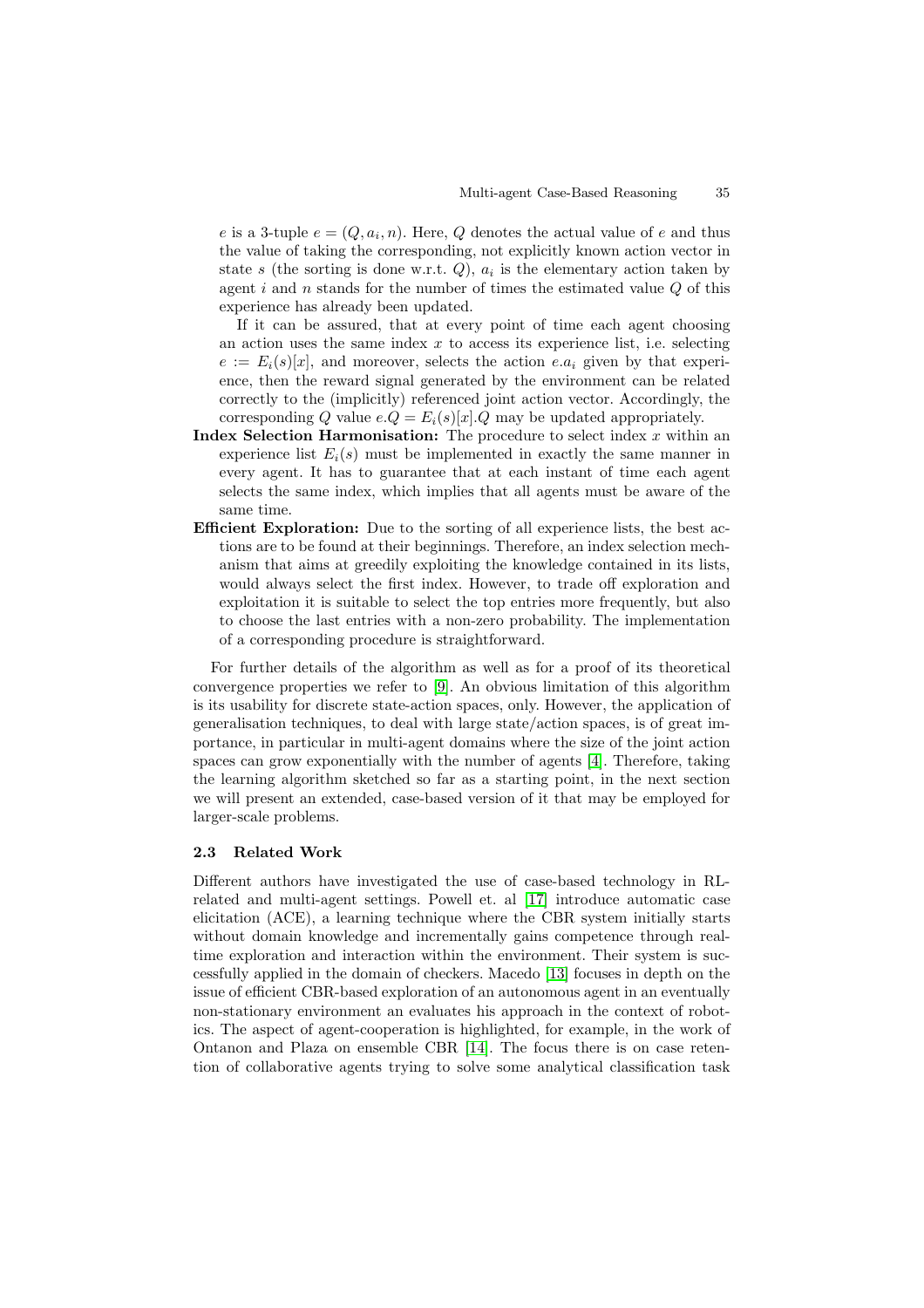$e$ is a 3-tuple $e = (Q, a_i, n)$. Here, $Q$ denotes the actual value of $e$ and thus the value of taking the corresponding, not explicitly known action vector in state $s$ (the sorting is done w.r.t. $Q$), $a_i$ is the elementary action taken by agent $i$ and $n$ stands for the number of times the estimated value $Q$ of this experience has already been updated.

If it can be assured, that at every point of time each agent choosing an action uses the same index $x$ to access its experience list, i.e. selecting $e := E_i(s)[x]$, and moreover, selects the action $e.a_i$ given by that experience, then the reward signal generated by the environment can be related correctly to the (implicitly) referenced joint action vector. Accordingly, the corresponding $Q$ value $e.Q = E_i(s)[x].Q$ may be updated appropriately.

**Index Selection Harmonisation:** The procedure to select index $x$ within an experience list $E_i(s)$ must be implemented in exactly the same manner in every agent. It has to guarantee that at each instant of time each agent selects the same index, which implies that all agents must be aware of the same time.

**Efficient Exploration:** Due to the sorting of all experience lists, the best actions are to be found at their beginnings. Therefore, an index selection mechanism that aims at greedily exploiting the knowledge contained in its lists, would always select the first index. However, to trade off exploration and exploitation it is suitable to select the top entries more frequently, but also to choose the last entries with a non-zero probability. The implementation of a corresponding procedure is straightforward.

For further details of the algorithm as well as for a proof of its theoretical convergence properties we refer to [9]. An obvious limitation of this algorithm is its usability for discrete state-action spaces, only. However, the application of generalisation techniques, to deal with large state/action spaces, is of great importance, in particular in multi-agent domains where the size of the joint action spaces can grow exponentially with the number of agents [4]. Therefore, taking the learning algorithm sketched so far as a starting point, in the next section we will present an extended, case-based version of it that may be employed for larger-scale problems.

### 2.3 Related Work

Different authors have investigated the use of case-based technology in RL-related and multi-agent settings. Powell et. al [17] introduce automatic case elicitation (ACE), a learning technique where the CBR system initially starts without domain knowledge and incrementally gains competence through real-time exploration and interaction within the environment. Their system is successfully applied in the domain of checkers. Macedo [13] focuses in depth on the issue of efficient CBR-based exploration of an autonomous agent in an eventually non-stationary environment an evaluates his approach in the context of robotics. The aspect of agent-cooperation is highlighted, for example, in the work of Ontanon and Plaza on ensemble CBR [14]. The focus there is on case retention of collaborative agents trying to solve some analytical classification task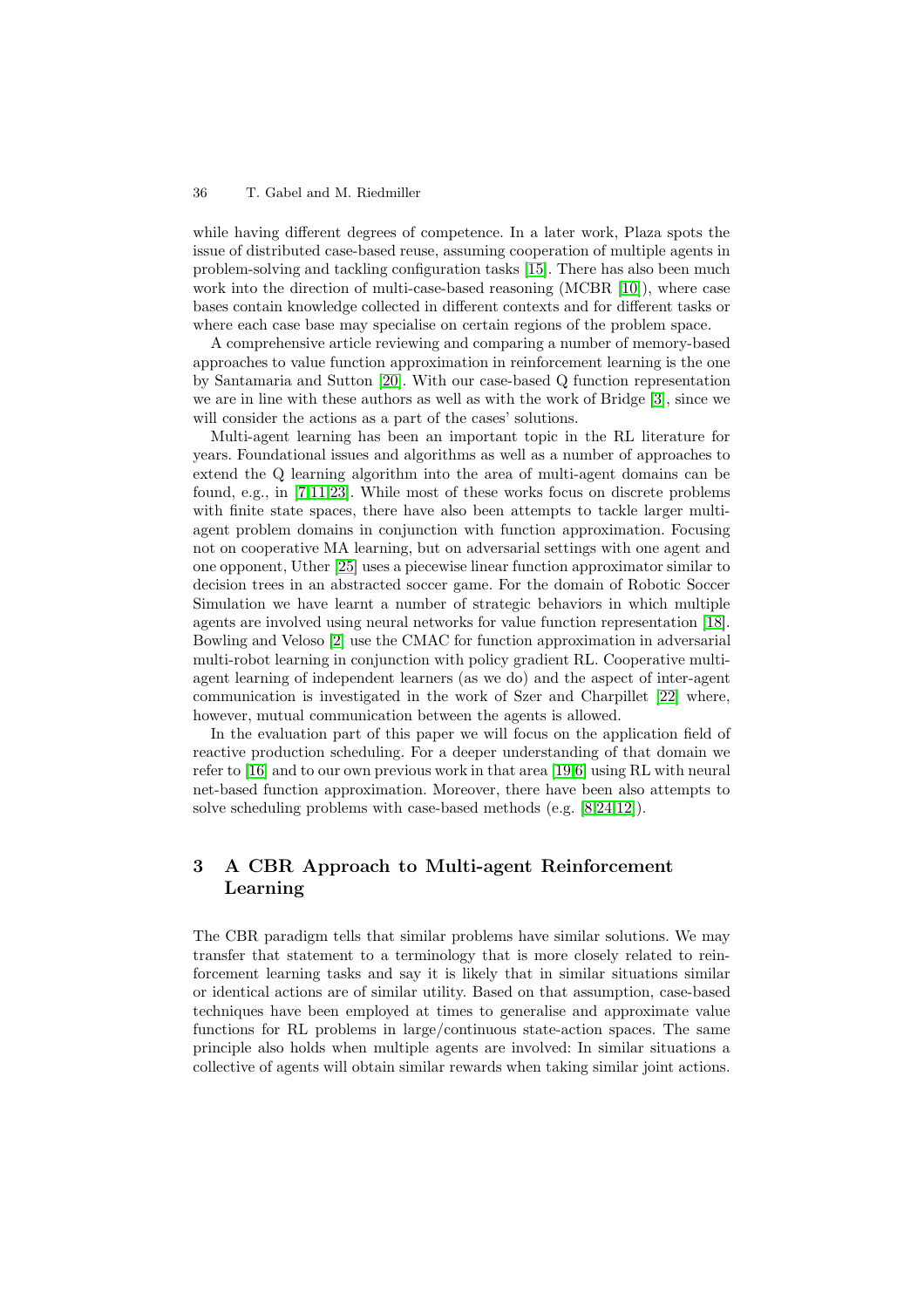while having different degrees of competence. In a later work, Plaza spots the issue of distributed case-based reuse, assuming cooperation of multiple agents in problem-solving and tackling configuration tasks [15]. There has also been much work into the direction of multi-case-based reasoning (MCBR [10]), where case bases contain knowledge collected in different contexts and for different tasks or where each case base may specialise on certain regions of the problem space.

A comprehensive article reviewing and comparing a number of memory-based approaches to value function approximation in reinforcement learning is the one by Santamaria and Sutton [20]. With our case-based Q function representation we are in line with these authors as well as with the work of Bridge [3], since we will consider the actions as a part of the cases' solutions.

Multi-agent learning has been an important topic in the RL literature for years. Foundational issues and algorithms as well as a number of approaches to extend the Q learning algorithm into the area of multi-agent domains can be found, e.g., in [7,11,23]. While most of these works focus on discrete problems with finite state spaces, there have also been attempts to tackle larger multi-agent problem domains in conjunction with function approximation. Focusing not on cooperative MA learning, but on adversarial settings with one agent and one opponent, Uther [25] uses a piecewise linear function approximator similar to decision trees in an abstracted soccer game. For the domain of Robotic Soccer Simulation we have learnt a number of strategic behaviors in which multiple agents are involved using neural networks for value function representation [18]. Bowling and Veloso [2] use the CMAC for function approximation in adversarial multi-robot learning in conjunction with policy gradient RL. Cooperative multi-agent learning of independent learners (as we do) and the aspect of inter-agent communication is investigated in the work of Szer and Charpillet [22] where, however, mutual communication between the agents is allowed.

In the evaluation part of this paper we will focus on the application field of reactive production scheduling. For a deeper understanding of that domain we refer to [16] and to our own previous work in that area [19,6] using RL with neural net-based function approximation. Moreover, there have been also attempts to solve scheduling problems with case-based methods (e.g. [8,24,12]).

## 3 A CBR Approach to Multi-agent Reinforcement Learning

The CBR paradigm tells that similar problems have similar solutions. We may transfer that statement to a terminology that is more closely related to reinforcement learning tasks and say it is likely that in similar situations similar or identical actions are of similar utility. Based on that assumption, case-based techniques have been employed at times to generalise and approximate value functions for RL problems in large/continuous state-action spaces. The same principle also holds when multiple agents are involved: In similar situations a collective of agents will obtain similar rewards when taking similar joint actions.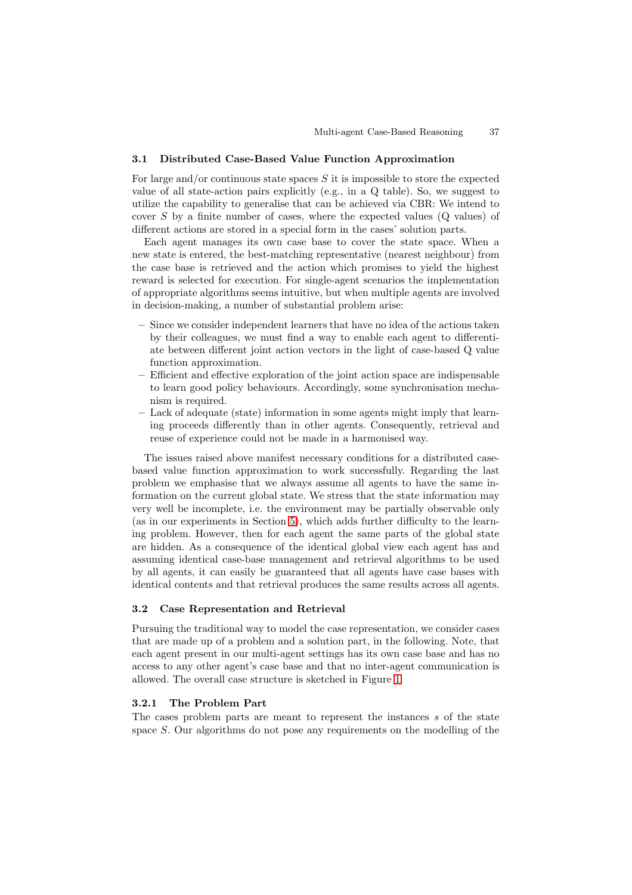### 3.1 Distributed Case-Based Value Function Approximation

For large and/or continuous state spaces $S$ it is impossible to store the expected value of all state-action pairs explicitly (e.g., in a Q table). So, we suggest to utilize the capability to generalise that can be achieved via CBR: We intend to cover $S$ by a finite number of cases, where the expected values (Q values) of different actions are stored in a special form in the cases' solution parts.

Each agent manages its own case base to cover the state space. When a new state is entered, the best-matching representative (nearest neighbour) from the case base is retrieved and the action which promises to yield the highest reward is selected for execution. For single-agent scenarios the implementation of appropriate algorithms seems intuitive, but when multiple agents are involved in decision-making, a number of substantial problem arise:

- Since we consider independent learners that have no idea of the actions taken by their colleagues, we must find a way to enable each agent to differentiate between different joint action vectors in the light of case-based Q value function approximation.
- Efficient and effective exploration of the joint action space are indispensable to learn good policy behaviours. Accordingly, some synchronisation mechanism is required.
- Lack of adequate (state) information in some agents might imply that learning proceeds differently than in other agents. Consequently, retrieval and reuse of experience could not be made in a harmonised way.

The issues raised above manifest necessary conditions for a distributed case-based value function approximation to work successfully. Regarding the last problem we emphasise that we always assume all agents to have the same information on the current global state. We stress that the state information may very well be incomplete, i.e. the environment may be partially observable only (as in our experiments in Section 5), which adds further difficulty to the learning problem. However, then for each agent the same parts of the global state are hidden. As a consequence of the identical global view each agent has and assuming identical case-base management and retrieval algorithms to be used by all agents, it can easily be guaranteed that all agents have case bases with identical contents and that retrieval produces the same results across all agents.

### 3.2 Case Representation and Retrieval

Pursuing the traditional way to model the case representation, we consider cases that are made up of a problem and a solution part, in the following. Note, that each agent present in our multi-agent settings has its own case base and has no access to any other agent's case base and that no inter-agent communication is allowed. The overall case structure is sketched in Figure 1.

#### 3.2.1 The Problem Part

The cases problem parts are meant to represent the instances $s$ of the state space $S$. Our algorithms do not pose any requirements on the modelling of the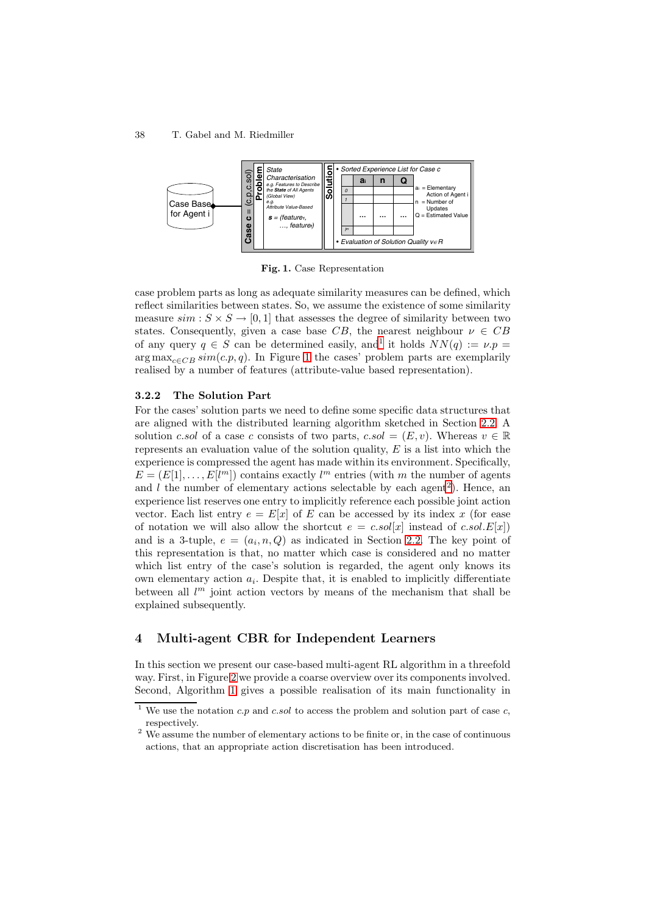**Fig. 1.** Case Representation

case problem parts as long as adequate similarity measures can be defined, which reflect similarities between states. So, we assume the existence of some similarity measure $sim : S \times S \rightarrow [0, 1]$ that assesses the degree of similarity between two states. Consequently, given a case base $CB$, the nearest neighbour $\nu \in CB$ of any query $q \in S$ can be determined easily, and[1] it holds $NN(q) := \nu.p = \arg\max_{c \in CB} sim(c.p, q)$. In Figure 1 the cases' problem parts are exemplarily realised by a number of features (attribute-value based representation).

### 3.2.2 The Solution Part

For the cases' solution parts we need to define some specific data structures that are aligned with the distributed learning algorithm sketched in Section 2.2. A solution $c.sol$ of a case $c$ consists of two parts, $c.sol = (E, v)$. Whereas $v \in \mathbb{R}$ represents an evaluation value of the solution quality, $E$ is a list into which the experience is compressed the agent has made within its environment. Specifically, $E = (E[1], \ldots, E[l^m])$ contains exactly $l^m$ entries (with $m$ the number of agents and $l$ the number of elementary actions selectable by each agent[2]). Hence, an experience list reserves one entry to implicitly reference each possible joint action vector. Each list entry $e = E[x]$ of $E$ can be accessed by its index $x$ (for ease of notation we will also allow the shortcut $e = c.sol[x]$ instead of $c.sol.E[x]$) and is a 3-tuple, $e = (a_i, n, Q)$ as indicated in Section 2.2. The key point of this representation is that, no matter which case is considered and no matter which list entry of the case's solution is regarded, the agent only knows its own elementary action $a_i$. Despite that, it is enabled to implicitly differentiate between all $l^m$ joint action vectors by means of the mechanism that shall be explained subsequently.

## 4 Multi-agent CBR for Independent Learners

In this section we present our case-based multi-agent RL algorithm in a threefold way. First, in Figure 2 we provide a coarse overview over its components involved. Second, Algorithm 1 gives a possible realisation of its main functionality in

[1] We use the notation $c.p$ and $c.sol$ to access the problem and solution part of case $c$, respectively.

[2] We assume the number of elementary actions to be finite or, in the case of continuous actions, that an appropriate action discretisation has been introduced.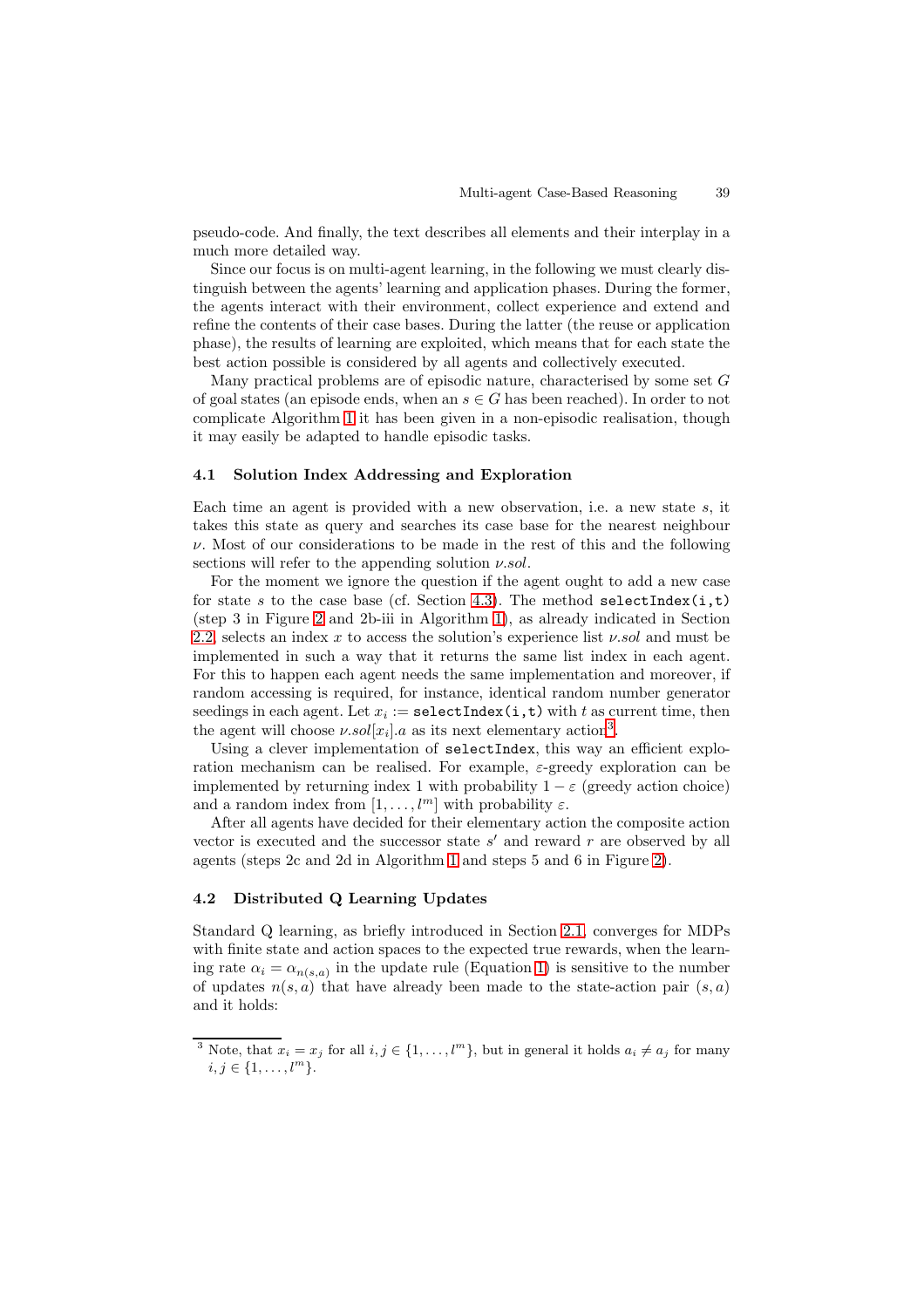pseudo-code. And finally, the text describes all elements and their interplay in a much more detailed way.

Since our focus is on multi-agent learning, in the following we must clearly distinguish between the agents' learning and application phases. During the former, the agents interact with their environment, collect experience and extend and refine the contents of their case bases. During the latter (the reuse or application phase), the results of learning are exploited, which means that for each state the best action possible is considered by all agents and collectively executed.

Many practical problems are of episodic nature, characterised by some set $G$ of goal states (an episode ends, when an $s \in G$ has been reached). In order to not complicate Algorithm 1 it has been given in a non-episodic realisation, though it may easily be adapted to handle episodic tasks.

### 4.1 Solution Index Addressing and Exploration

Each time an agent is provided with a new observation, i.e. a new state $s$, it takes this state as query and searches its case base for the nearest neighbour $\nu$. Most of our considerations to be made in the rest of this and the following sections will refer to the appending solution $\nu.sol$.

For the moment we ignore the question if the agent ought to add a new case for state $s$ to the case base (cf. Section 4.3). The method `selectIndex(i,t)` (step 3 in Figure 2 and 2b-iii in Algorithm 1), as already indicated in Section 2.2, selects an index $x$ to access the solution's experience list $\nu.sol$ and must be implemented in such a way that it returns the same list index in each agent. For this to happen each agent needs the same implementation and moreover, if random accessing is required, for instance, identical random number generator seedings in each agent. Let $x_i :=$ `selectIndex(i,t)` with $t$ as current time, then the agent will choose $\nu.sol[x_i].a$ as its next elementary action[3].

Using a clever implementation of `selectIndex`, this way an efficient exploration mechanism can be realised. For example, $\varepsilon$-greedy exploration can be implemented by returning index 1 with probability $1 - \varepsilon$ (greedy action choice) and a random index from $[1, \dots, l^m]$ with probability $\varepsilon$.

After all agents have decided for their elementary action the composite action vector is executed and the successor state $s'$ and reward $r$ are observed by all agents (steps 2c and 2d in Algorithm 1 and steps 5 and 6 in Figure 2).

### 4.2 Distributed Q Learning Updates

Standard Q learning, as briefly introduced in Section 2.1, converges for MDPs with finite state and action spaces to the expected true rewards, when the learning rate $\alpha_i = \alpha_{n(s,a)}$ in the update rule (Equation 1) is sensitive to the number of updates $n(s, a)$ that have already been made to the state-action pair $(s, a)$ and it holds:

[3] Note, that $x_i = x_j$ for all $i, j \in \{1, \dots, l^m\}$, but in general it holds $a_i \neq a_j$ for many $i, j \in \{1, \dots, l^m\}$.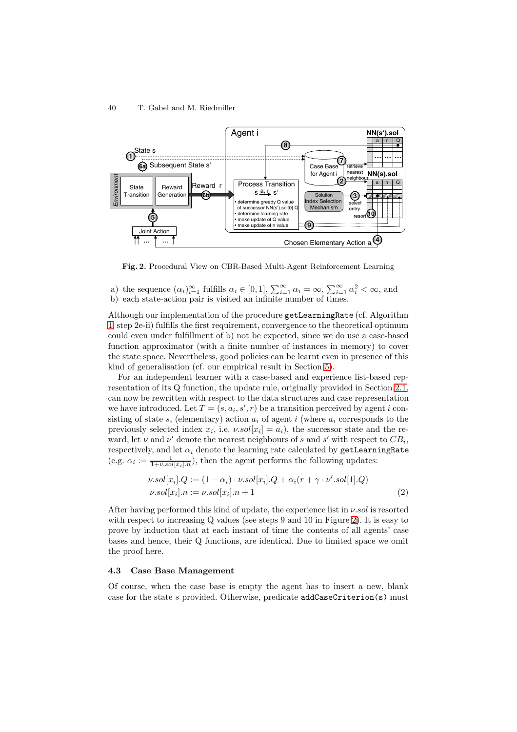**Fig. 2.** Procedural View on CBR-Based Multi-Agent Reinforcement Learning

a) the sequence $(\alpha_i)_{i=1}^{\infty}$ fulfills $\alpha_i \in [0,1]$, $\sum_{i=1}^{\infty} \alpha_i = \infty$, $\sum_{i=1}^{\infty} \alpha_i^2 < \infty$, and
b) each state-action pair is visited an infinite number of times.

Although our implementation of the procedure getLearningRate (cf. Algorithm 1, step 2e-ii) fulfills the first requirement, convergence to the theoretical optimum could even under fulfillment of b) not be expected, since we do use a case-based function approximator (with a finite number of instances in memory) to cover the state space. Nevertheless, good policies can be learnt even in presence of this kind of generalisation (cf. our empirical result in Section 5).

For an independent learner with a case-based and experience list-based representation of its Q function, the update rule, originally provided in Section 2.1, can now be rewritten with respect to the data structures and case representation we have introduced. Let $T = (s, a_i, s', r)$ be a transition perceived by agent $i$ consisting of state $s$, (elementary) action $a_i$ of agent $i$ (where $a_i$ corresponds to the previously selected index $x_i$, i.e. $\nu.sol[x_i] = a_i$), the successor state and the reward, let $\nu$ and $\nu'$ denote the nearest neighbours of $s$ and $s'$ with respect to $CB_i$, respectively, and let $\alpha_i$ denote the learning rate calculated by getLearningRate (e.g. $\alpha_i := \frac{1}{1+\nu.sol[x_i].n}$), then the agent performs the following updates:

$$\nu.sol[x_i].Q := (1 - \alpha_i) \cdot \nu.sol[x_i].Q + \alpha_i (r + \gamma \cdot \nu'.sol[1].Q)$$
$$\nu.sol[x_i].n := \nu.sol[x_i].n + 1 \tag{2}$$

After having performed this kind of update, the experience list in $\nu.sol$ is resorted with respect to increasing Q values (see steps 9 and 10 in Figure 2). It is easy to prove by induction that at each instant of time the contents of all agents' case bases and hence, their Q functions, are identical. Due to limited space we omit the proof here.

### 4.3 Case Base Management

Of course, when the case base is empty the agent has to insert a new, blank case for the state $s$ provided. Otherwise, predicate addCaseCriterion(s) must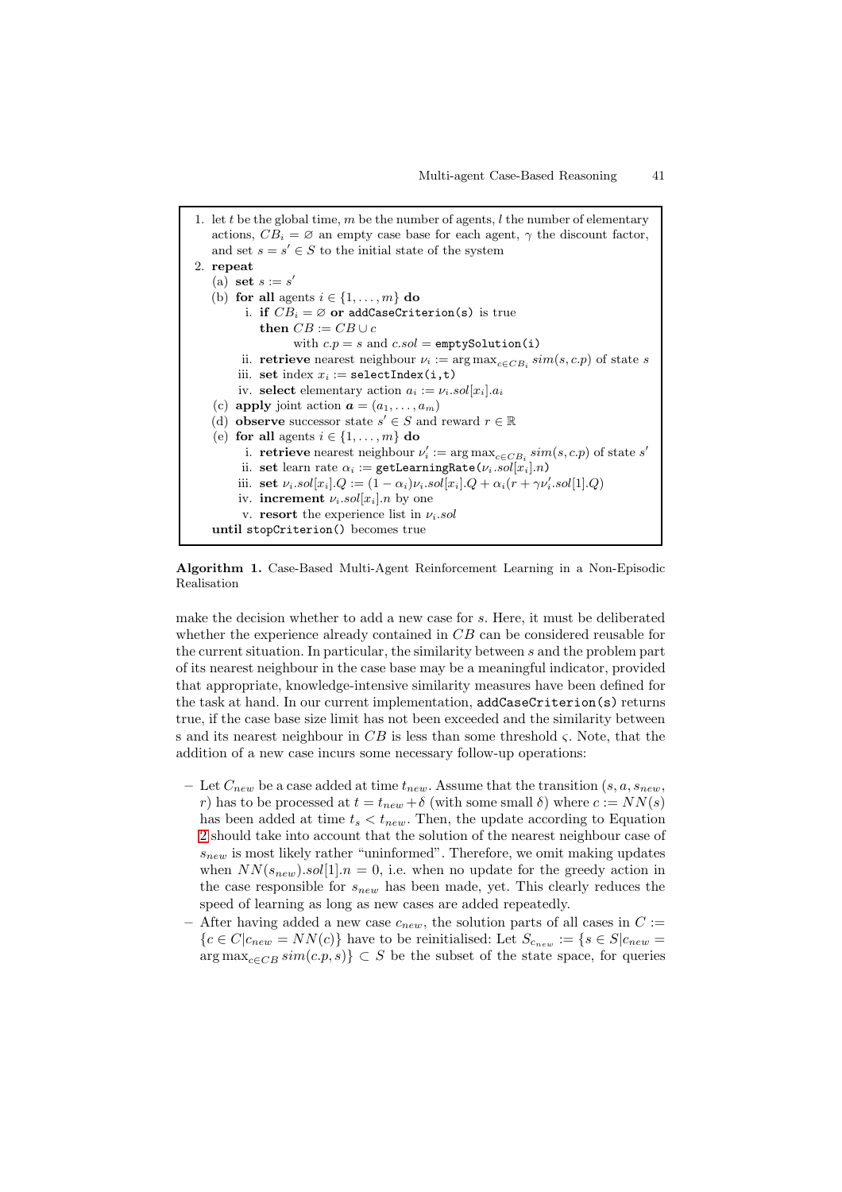1. let $t$ be the global time, $m$ be the number of agents, $l$ the number of elementary actions, $CB_i = \varnothing$ an empty case base for each agent, $\gamma$ the discount factor, and set $s = s' \in S$ to the initial state of the system
2. **repeat**
   (a) **set** $s := s'$
   (b) **for all** agents $i \in \{1, \dots, m\}$ **do**
      i. **if** $CB_i = \varnothing$ **or** `addCaseCriterion(s)` is true
         **then** $CB := CB \cup c$
            with $c.p = s$ and $c.sol =$ `emptySolution(i)`
      ii. **retrieve** nearest neighbour $\nu_i := \arg\max_{c \in CB_i} sim(s, c.p)$ of state $s$
      iii. **set** index $x_i :=$ `selectIndex(i,t)`
      iv. **select** elementary action $a_i := \nu_i.sol[x_i].a_i$
   (c) **apply** joint action $\boldsymbol{a} = (a_1, \dots, a_m)$
   (d) **observe** successor state $s' \in S$ and reward $r \in \mathbb{R}$
   (e) **for all** agents $i \in \{1, \dots, m\}$ **do**
      i. **retrieve** nearest neighbour $\nu_i' := \arg\max_{c \in CB_i} sim(s, c.p)$ of state $s'$
      ii. **set** learn rate $\alpha_i :=$ `getLearningRate(`$\nu_i.sol[x_i].n$`)`
      iii. **set** $\nu_i.sol[x_i].Q := (1 - \alpha_i)\nu_i.sol[x_i].Q + \alpha_i(r + \gamma\nu_i'.sol[1].Q)$
      iv. **increment** $\nu_i.sol[x_i].n$ by one
      v. **resort** the experience list in $\nu_i.sol$

   **until** `stopCriterion()` becomes true

**Algorithm 1.** Case-Based Multi-Agent Reinforcement Learning in a Non-Episodic Realisation

make the decision whether to add a new case for $s$. Here, it must be deliberated whether the experience already contained in $CB$ can be considered reusable for the current situation. In particular, the similarity between $s$ and the problem part of its nearest neighbour in the case base may be a meaningful indicator, provided that appropriate, knowledge-intensive similarity measures have been defined for the task at hand. In our current implementation, `addCaseCriterion(s)` returns true, if the case base size limit has not been exceeded and the similarity between s and its nearest neighbour in $CB$ is less than some threshold $\varsigma$. Note, that the addition of a new case incurs some necessary follow-up operations:

- Let $C_{new}$ be a case added at time $t_{new}$. Assume that the transition $(s, a, s_{new}, r)$ has to be processed at $t = t_{new} + \delta$ (with some small $\delta$) where $c := NN(s)$ has been added at time $t_s < t_{new}$. Then, the update according to Equation 2 should take into account that the solution of the nearest neighbour case of $s_{new}$ is most likely rather "uninformed". Therefore, we omit making updates when $NN(s_{new}).sol[1].n = 0$, i.e. when no update for the greedy action in the case responsible for $s_{new}$ has been made, yet. This clearly reduces the speed of learning as long as new cases are added repeatedly.
- After having added a new case $c_{new}$, the solution parts of all cases in $C := \{c \in C | c_{new} = NN(c)\}$ have to be reinitialised: Let $S_{c_{new}} := \{s \in S | c_{new} = \arg\max_{c \in CB} sim(c.p, s)\} \subset S$ be the subset of the state space, for queries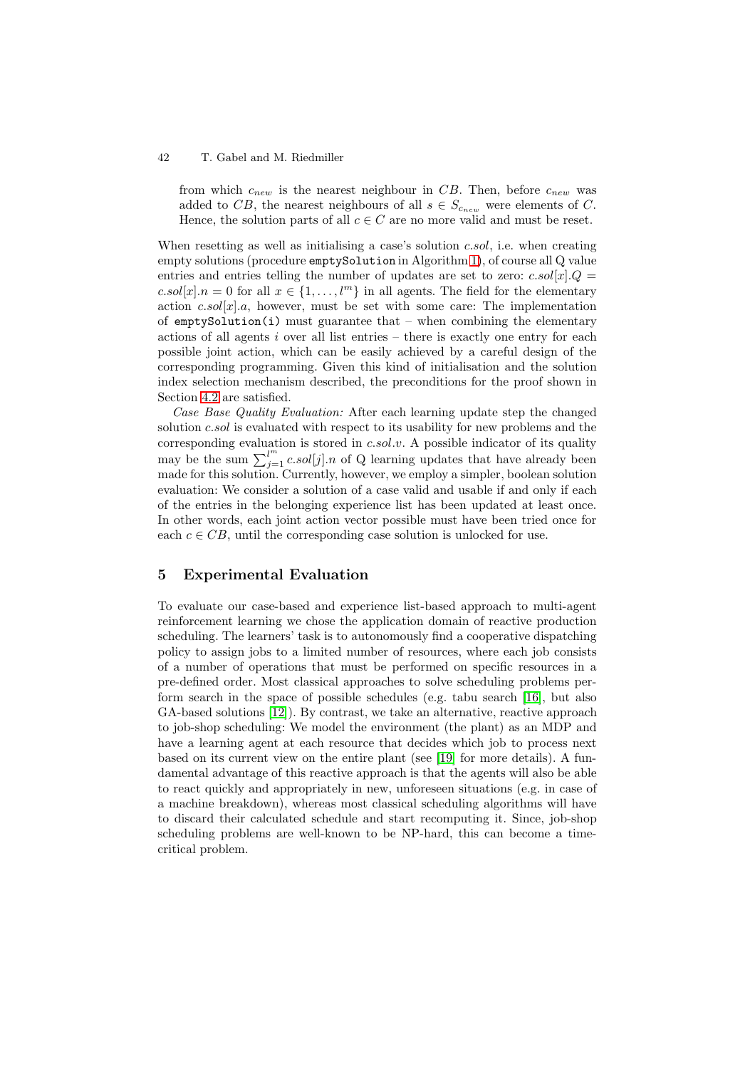from which $c_{new}$ is the nearest neighbour in $CB$. Then, before $c_{new}$ was added to $CB$, the nearest neighbours of all $s \in S_{c_{new}}$ were elements of $C$. Hence, the solution parts of all $c \in C$ are no more valid and must be reset.

When resetting as well as initialising a case's solution $c.sol$, i.e. when creating empty solutions (procedure `emptySolution` in Algorithm 1), of course all Q value entries and entries telling the number of updates are set to zero: $c.sol[x].Q = c.sol[x].n = 0$ for all $x \in \{1, \ldots, l^m\}$ in all agents. The field for the elementary action $c.sol[x].a$, however, must be set with some care: The implementation of `emptySolution(i)` must guarantee that – when combining the elementary actions of all agents $i$ over all list entries – there is exactly one entry for each possible joint action, which can be easily achieved by a careful design of the corresponding programming. Given this kind of initialisation and the solution index selection mechanism described, the preconditions for the proof shown in Section 4.2 are satisfied.

*Case Base Quality Evaluation:* After each learning update step the changed solution $c.sol$ is evaluated with respect to its usability for new problems and the corresponding evaluation is stored in $c.sol.v$. A possible indicator of its quality may be the sum $\sum_{j=1}^{l^m} c.sol[j].n$ of Q learning updates that have already been made for this solution. Currently, however, we employ a simpler, boolean solution evaluation: We consider a solution of a case valid and usable if and only if each of the entries in the belonging experience list has been updated at least once. In other words, each joint action vector possible must have been tried once for each $c \in CB$, until the corresponding case solution is unlocked for use.

## 5 Experimental Evaluation

To evaluate our case-based and experience list-based approach to multi-agent reinforcement learning we chose the application domain of reactive production scheduling. The learners' task is to autonomously find a cooperative dispatching policy to assign jobs to a limited number of resources, where each job consists of a number of operations that must be performed on specific resources in a pre-defined order. Most classical approaches to solve scheduling problems perform search in the space of possible schedules (e.g. tabu search [16], but also GA-based solutions [12]). By contrast, we take an alternative, reactive approach to job-shop scheduling: We model the environment (the plant) as an MDP and have a learning agent at each resource that decides which job to process next based on its current view on the entire plant (see [19] for more details). A fundamental advantage of this reactive approach is that the agents will also be able to react quickly and appropriately in new, unforeseen situations (e.g. in case of a machine breakdown), whereas most classical scheduling algorithms will have to discard their calculated schedule and start recomputing it. Since, job-shop scheduling problems are well-known to be NP-hard, this can become a time-critical problem.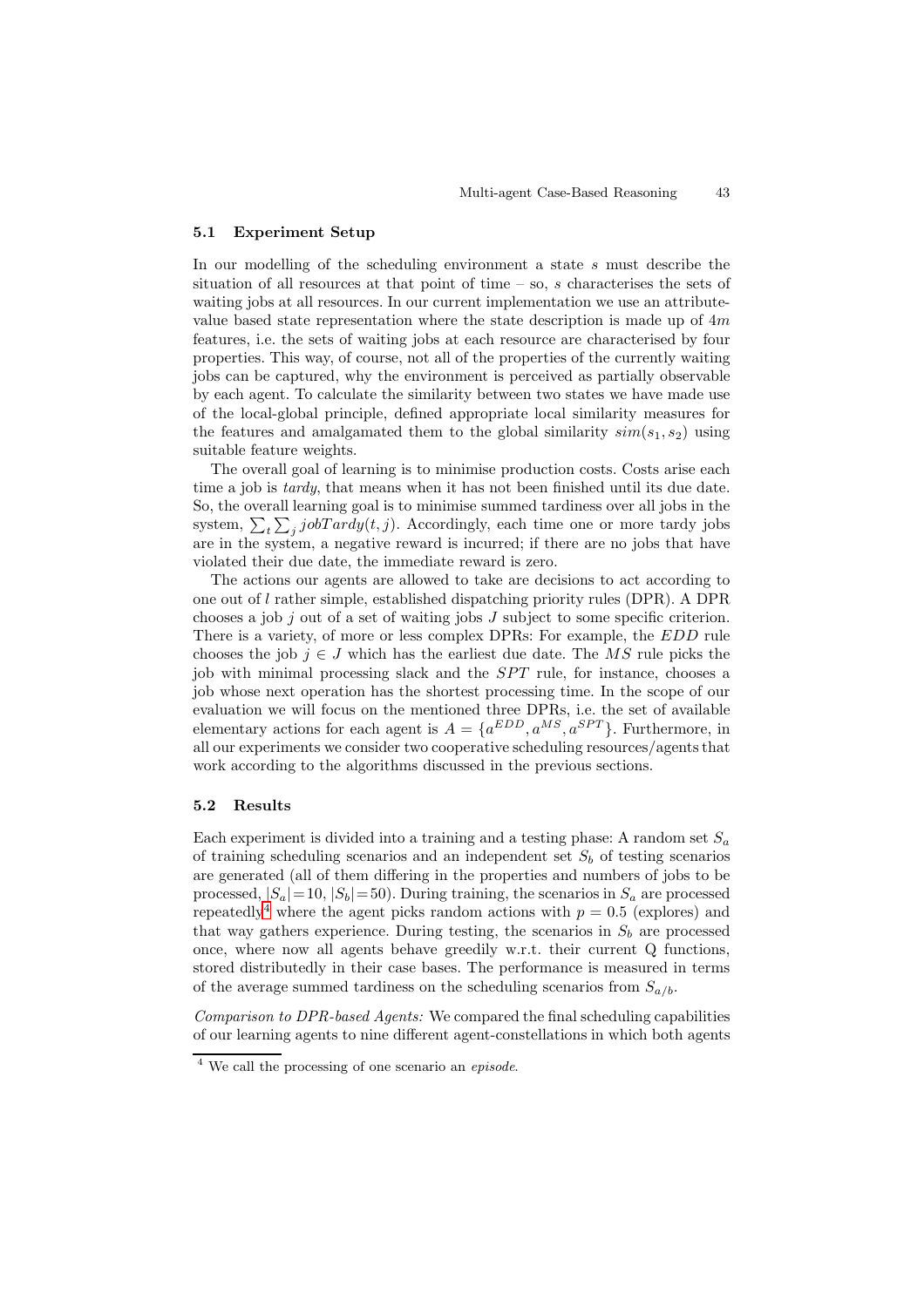### 5.1 Experiment Setup

In our modelling of the scheduling environment a state $s$ must describe the situation of all resources at that point of time – so, $s$ characterises the sets of waiting jobs at all resources. In our current implementation we use an attribute-value based state representation where the state description is made up of $4m$ features, i.e. the sets of waiting jobs at each resource are characterised by four properties. This way, of course, not all of the properties of the currently waiting jobs can be captured, why the environment is perceived as partially observable by each agent. To calculate the similarity between two states we have made use of the local-global principle, defined appropriate local similarity measures for the features and amalgamated them to the global similarity $sim(s_1, s_2)$ using suitable feature weights.

The overall goal of learning is to minimise production costs. Costs arise each time a job is *tardy*, that means when it has not been finished until its due date. So, the overall learning goal is to minimise summed tardiness over all jobs in the system, $\sum_t \sum_j jobTardy(t, j)$. Accordingly, each time one or more tardy jobs are in the system, a negative reward is incurred; if there are no jobs that have violated their due date, the immediate reward is zero.

The actions our agents are allowed to take are decisions to act according to one out of $l$ rather simple, established dispatching priority rules (DPR). A DPR chooses a job $j$ out of a set of waiting jobs $J$ subject to some specific criterion. There is a variety, of more or less complex DPRs: For example, the $EDD$ rule chooses the job $j \in J$ which has the earliest due date. The $MS$ rule picks the job with minimal processing slack and the $SPT$ rule, for instance, chooses a job whose next operation has the shortest processing time. In the scope of our evaluation we will focus on the mentioned three DPRs, i.e. the set of available elementary actions for each agent is $A = \{a^{EDD}, a^{MS}, a^{SPT}\}$. Furthermore, in all our experiments we consider two cooperative scheduling resources/agents that work according to the algorithms discussed in the previous sections.

### 5.2 Results

Each experiment is divided into a training and a testing phase: A random set $S_a$ of training scheduling scenarios and an independent set $S_b$ of testing scenarios are generated (all of them differing in the properties and numbers of jobs to be processed, $|S_a| = 10$, $|S_b| = 50$). During training, the scenarios in $S_a$ are processed repeatedly[4] where the agent picks random actions with $p = 0.5$ (explores) and that way gathers experience. During testing, the scenarios in $S_b$ are processed once, where now all agents behave greedily w.r.t. their current Q functions, stored distributedly in their case bases. The performance is measured in terms of the average summed tardiness on the scheduling scenarios from $S_{a/b}$.

*Comparison to DPR-based Agents:* We compared the final scheduling capabilities of our learning agents to nine different agent-constellations in which both agents

[4] We call the processing of one scenario an *episode*.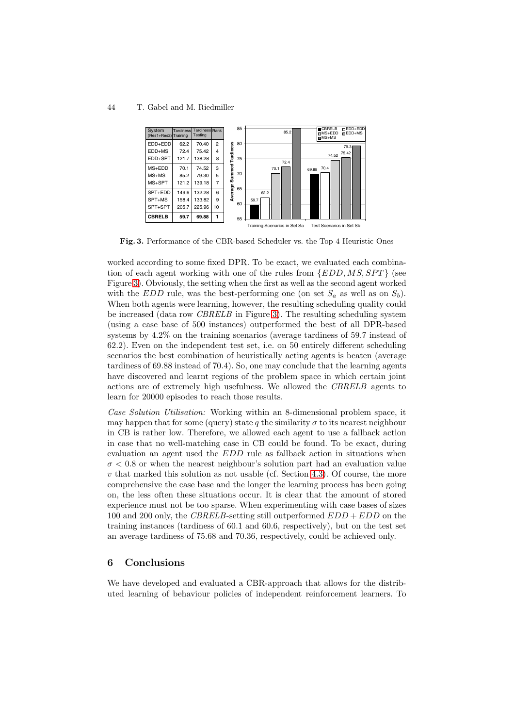| System (Res1+Res2) | Tardiness Training | Tardiness Testing | Rank |
|---|---|---|---|
| EDD+EDD | 62.2 | 70.40 | 2 |
| EDD+MS | 72.4 | 75.42 | 4 |
| EDD+SPT | 121.7 | 138.28 | 8 |
| MS+EDD | 70.1 | 74.52 | 3 |
| MS+MS | 85.2 | 79.30 | 5 |
| MS+SPT | 121.2 | 139.18 | 7 |
| SPT+EDD | 149.6 | 132.28 | 6 |
| SPT+MS | 158.4 | 133.82 | 9 |
| SPT+SPT | 205.7 | 225.96 | 10 |
| **CBRELB** | **59.7** | **69.88** | **1** |

**Fig. 3.** Performance of the CBR-based Scheduler vs. the Top 4 Heuristic Ones

worked according to some fixed DPR. To be exact, we evaluated each combination of each agent working with one of the rules from $\{EDD, MS, SPT\}$ (see Figure 3). Obviously, the setting when the first as well as the second agent worked with the $EDD$ rule, was the best-performing one (on set $S_a$ as well as on $S_b$). When both agents were learning, however, the resulting scheduling quality could be increased (data row *CBRELB* in Figure 3). The resulting scheduling system (using a case base of 500 instances) outperformed the best of all DPR-based systems by 4.2% on the training scenarios (average tardiness of 59.7 instead of 62.2). Even on the independent test set, i.e. on 50 entirely different scheduling scenarios the best combination of heuristically acting agents is beaten (average tardiness of 69.88 instead of 70.4). So, one may conclude that the learning agents have discovered and learnt regions of the problem space in which certain joint actions are of extremely high usefulness. We allowed the *CBRELB* agents to learn for 20000 episodes to reach those results.

*Case Solution Utilisation:* Working within an 8-dimensional problem space, it may happen that for some (query) state $q$ the similarity $\sigma$ to its nearest neighbour in CB is rather low. Therefore, we allowed each agent to use a fallback action in case that no well-matching case in CB could be found. To be exact, during evaluation an agent used the $EDD$ rule as fallback action in situations when $\sigma < 0.8$ or when the nearest neighbour's solution part had an evaluation value $v$ that marked this solution as not usable (cf. Section 4.3). Of course, the more comprehensive the case base and the longer the learning process has been going on, the less often these situations occur. It is clear that the amount of stored experience must not be too sparse. When experimenting with case bases of sizes 100 and 200 only, the *CBRELB*-setting still outperformed $EDD + EDD$ on the training instances (tardiness of 60.1 and 60.6, respectively), but on the test set an average tardiness of 75.68 and 70.36, respectively, could be achieved only.

## 6 Conclusions

We have developed and evaluated a CBR-approach that allows for the distributed learning of behaviour policies of independent reinforcement learners. To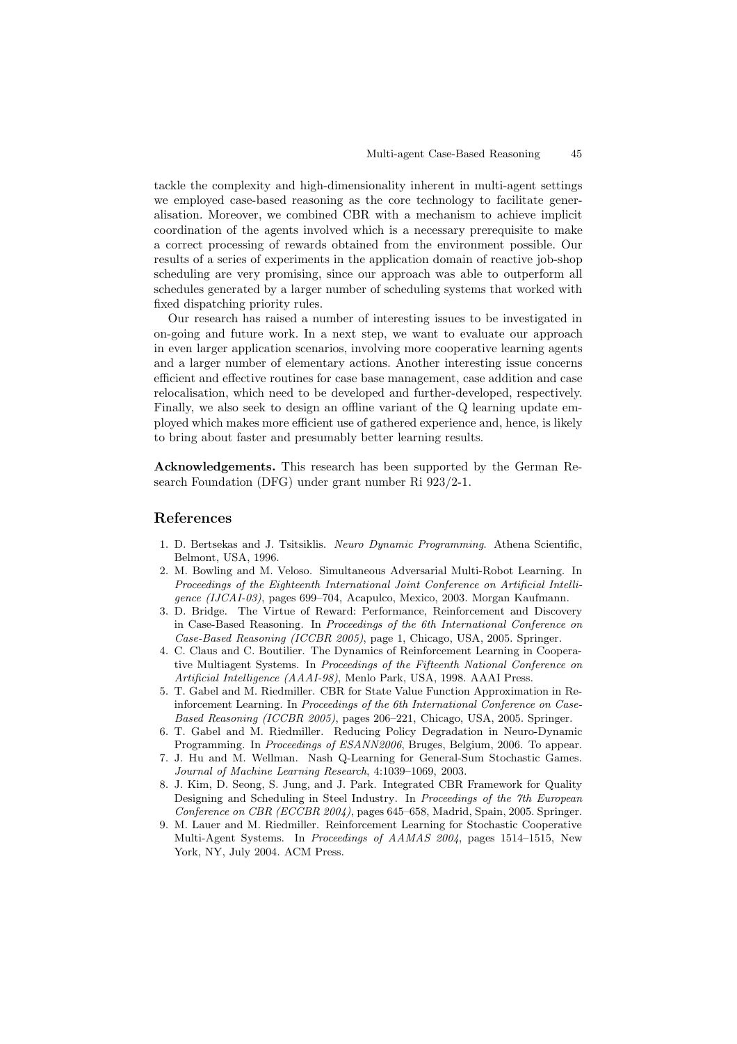tackle the complexity and high-dimensionality inherent in multi-agent settings we employed case-based reasoning as the core technology to facilitate generalisation. Moreover, we combined CBR with a mechanism to achieve implicit coordination of the agents involved which is a necessary prerequisite to make a correct processing of rewards obtained from the environment possible. Our results of a series of experiments in the application domain of reactive job-shop scheduling are very promising, since our approach was able to outperform all schedules generated by a larger number of scheduling systems that worked with fixed dispatching priority rules.

Our research has raised a number of interesting issues to be investigated in on-going and future work. In a next step, we want to evaluate our approach in even larger application scenarios, involving more cooperative learning agents and a larger number of elementary actions. Another interesting issue concerns efficient and effective routines for case base management, case addition and case relocalisation, which need to be developed and further-developed, respectively. Finally, we also seek to design an offline variant of the Q learning update employed which makes more efficient use of gathered experience and, hence, is likely to bring about faster and presumably better learning results.

**Acknowledgements.** This research has been supported by the German Research Foundation (DFG) under grant number Ri 923/2-1.

## References

1. D. Bertsekas and J. Tsitsiklis. *Neuro Dynamic Programming*. Athena Scientific, Belmont, USA, 1996.
2. M. Bowling and M. Veloso. Simultaneous Adversarial Multi-Robot Learning. In *Proceedings of the Eighteenth International Joint Conference on Artificial Intelligence (IJCAI-03)*, pages 699–704, Acapulco, Mexico, 2003. Morgan Kaufmann.
3. D. Bridge. The Virtue of Reward: Performance, Reinforcement and Discovery in Case-Based Reasoning. In *Proceedings of the 6th International Conference on Case-Based Reasoning (ICCBR 2005)*, page 1, Chicago, USA, 2005. Springer.
4. C. Claus and C. Boutilier. The Dynamics of Reinforcement Learning in Cooperative Multiagent Systems. In *Proceedings of the Fifteenth National Conference on Artificial Intelligence (AAAI-98)*, Menlo Park, USA, 1998. AAAI Press.
5. T. Gabel and M. Riedmiller. CBR for State Value Function Approximation in Reinforcement Learning. In *Proceedings of the 6th International Conference on Case-Based Reasoning (ICCBR 2005)*, pages 206–221, Chicago, USA, 2005. Springer.
6. T. Gabel and M. Riedmiller. Reducing Policy Degradation in Neuro-Dynamic Programming. In *Proceedings of ESANN2006*, Bruges, Belgium, 2006. To appear.
7. J. Hu and M. Wellman. Nash Q-Learning for General-Sum Stochastic Games. *Journal of Machine Learning Research*, 4:1039–1069, 2003.
8. J. Kim, D. Seong, S. Jung, and J. Park. Integrated CBR Framework for Quality Designing and Scheduling in Steel Industry. In *Proceedings of the 7th European Conference on CBR (ECCBR 2004)*, pages 645–658, Madrid, Spain, 2005. Springer.
9. M. Lauer and M. Riedmiller. Reinforcement Learning for Stochastic Cooperative Multi-Agent Systems. In *Proceedings of AAMAS 2004*, pages 1514–1515, New York, NY, July 2004. ACM Press.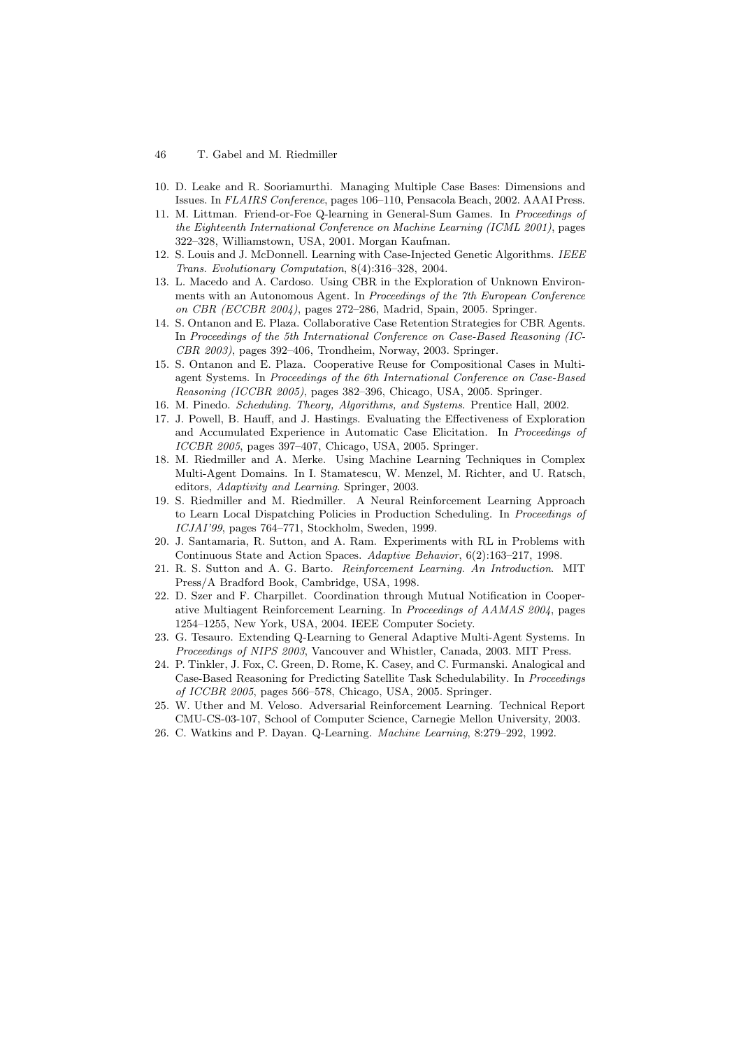10. D. Leake and R. Sooriamurthi. Managing Multiple Case Bases: Dimensions and Issues. In *FLAIRS Conference*, pages 106–110, Pensacola Beach, 2002. AAAI Press.
11. M. Littman. Friend-or-Foe Q-learning in General-Sum Games. In *Proceedings of the Eighteenth International Conference on Machine Learning (ICML 2001)*, pages 322–328, Williamstown, USA, 2001. Morgan Kaufman.
12. S. Louis and J. McDonnell. Learning with Case-Injected Genetic Algorithms. *IEEE Trans. Evolutionary Computation*, 8(4):316–328, 2004.
13. L. Macedo and A. Cardoso. Using CBR in the Exploration of Unknown Environments with an Autonomous Agent. In *Proceedings of the 7th European Conference on CBR (ECCBR 2004)*, pages 272–286, Madrid, Spain, 2005. Springer.
14. S. Ontanon and E. Plaza. Collaborative Case Retention Strategies for CBR Agents. In *Proceedings of the 5th International Conference on Case-Based Reasoning (ICCBR 2003)*, pages 392–406, Trondheim, Norway, 2003. Springer.
15. S. Ontanon and E. Plaza. Cooperative Reuse for Compositional Cases in Multiagent Systems. In *Proceedings of the 6th International Conference on Case-Based Reasoning (ICCBR 2005)*, pages 382–396, Chicago, USA, 2005. Springer.
16. M. Pinedo. *Scheduling. Theory, Algorithms, and Systems*. Prentice Hall, 2002.
17. J. Powell, B. Hauff, and J. Hastings. Evaluating the Effectiveness of Exploration and Accumulated Experience in Automatic Case Elicitation. In *Proceedings of ICCBR 2005*, pages 397–407, Chicago, USA, 2005. Springer.
18. M. Riedmiller and A. Merke. Using Machine Learning Techniques in Complex Multi-Agent Domains. In I. Stamatescu, W. Menzel, M. Richter, and U. Ratsch, editors, *Adaptivity and Learning*. Springer, 2003.
19. S. Riedmiller and M. Riedmiller. A Neural Reinforcement Learning Approach to Learn Local Dispatching Policies in Production Scheduling. In *Proceedings of ICJAI'99*, pages 764–771, Stockholm, Sweden, 1999.
20. J. Santamaria, R. Sutton, and A. Ram. Experiments with RL in Problems with Continuous State and Action Spaces. *Adaptive Behavior*, 6(2):163–217, 1998.
21. R. S. Sutton and A. G. Barto. *Reinforcement Learning. An Introduction*. MIT Press/A Bradford Book, Cambridge, USA, 1998.
22. D. Szer and F. Charpillet. Coordination through Mutual Notification in Cooperative Multiagent Reinforcement Learning. In *Proceedings of AAMAS 2004*, pages 1254–1255, New York, USA, 2004. IEEE Computer Society.
23. G. Tesauro. Extending Q-Learning to General Adaptive Multi-Agent Systems. In *Proceedings of NIPS 2003*, Vancouver and Whistler, Canada, 2003. MIT Press.
24. P. Tinkler, J. Fox, C. Green, D. Rome, K. Casey, and C. Furmanski. Analogical and Case-Based Reasoning for Predicting Satellite Task Schedulability. In *Proceedings of ICCBR 2005*, pages 566–578, Chicago, USA, 2005. Springer.
25. W. Uther and M. Veloso. Adversarial Reinforcement Learning. Technical Report CMU-CS-03-107, School of Computer Science, Carnegie Mellon University, 2003.
26. C. Watkins and P. Dayan. Q-Learning. *Machine Learning*, 8:279–292, 1992.